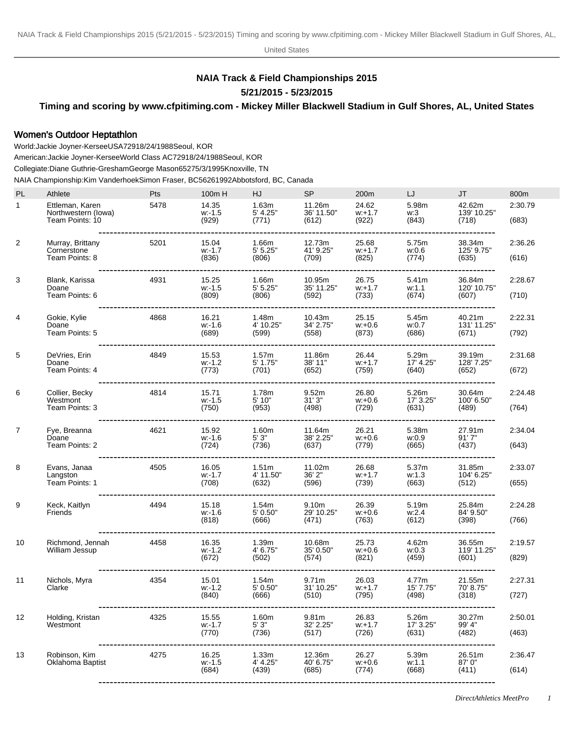# NAIA Track & Field Championships 2015

**5/21/2015 - 5/23/2015**

**Timing and scoring by www.cfpitiming.com - Mickey Miller Blackwell Stadium in Gulf Shores, AL, United States**

## Women's Outdoor Heptathlon

World:Jackie Joyner-KerseeUSA72918/24/1988Seoul, KOR

American:Jackie Joyner-KerseeWorld Class AC72918/24/1988Seoul, KOR

Collegiate:Diane Guthrie-GreshamGeorge Mason65275/3/1995Knoxville, TN

NAIA Championship:Kim VanderhoekSimon Fraser, BC56261992Abbotsford, BC, Canada

| PL | Athlete | Pts | 100m H | HJ | SP | 200m | LJ | JT | 800m |
|---|---|---|---|---|---|---|---|---|---|
| 1 | Ettleman, Karen<br>Northwestern (Iowa)<br>Team Points: 10 | 5478 | 14.35<br>w:-1.5<br>(929) | 1.63m<br>5' 4.25"<br>(771) | 11.26m<br>36' 11.50"<br>(612) | 24.62<br>w:+1.7<br>(922) | 5.98m<br>w:3<br>(843) | 42.62m<br>139' 10.25"<br>(718) | 2:30.79<br>(683) |
| 2 | Murray, Brittany<br>Cornerstone<br>Team Points: 8 | 5201 | 15.04<br>w:-1.7<br>(836) | 1.66m<br>5' 5.25"<br>(806) | 12.73m<br>41' 9.25"<br>(709) | 25.68<br>w:+1.7<br>(825) | 5.75m<br>w:0.6<br>(774) | 38.34m<br>125' 9.75"<br>(635) | 2:36.26<br>(616) |
| 3 | Blank, Karissa<br>Doane<br>Team Points: 6 | 4931 | 15.25<br>w:-1.5<br>(809) | 1.66m<br>5' 5.25"<br>(806) | 10.95m<br>35' 11.25"<br>(592) | 26.75<br>w:+1.7<br>(733) | 5.41m<br>w:1.1<br>(674) | 36.84m<br>120' 10.75"<br>(607) | 2:28.67<br>(710) |
| 4 | Gokie, Kylie<br>Doane<br>Team Points: 5 | 4868 | 16.21<br>w:-1.6<br>(689) | 1.48m<br>4' 10.25"<br>(599) | 10.43m<br>34' 2.75"<br>(558) | 25.15<br>w:+0.6<br>(873) | 5.45m<br>w:0.7<br>(686) | 40.21m<br>131' 11.25"<br>(671) | 2:22.31<br>(792) |
| 5 | DeVries, Erin<br>Doane<br>Team Points: 4 | 4849 | 15.53<br>w:-1.2<br>(773) | 1.57m<br>5' 1.75"<br>(701) | 11.86m<br>38' 11"<br>(652) | 26.44<br>w:+1.7<br>(759) | 5.29m<br>17' 4.25"<br>(640) | 39.19m<br>128' 7.25"<br>(652) | 2:31.68<br>(672) |
| 6 | Collier, Becky<br>Westmont<br>Team Points: 3 | 4814 | 15.71<br>w:-1.5<br>(750) | 1.78m<br>5' 10"<br>(953) | 9.52m<br>31' 3"<br>(498) | 26.80<br>w:+0.6<br>(729) | 5.26m<br>17' 3.25"<br>(631) | 30.64m<br>100' 6.50"<br>(489) | 2:24.48<br>(764) |
| 7 | Fye, Breanna<br>Doane<br>Team Points: 2 | 4621 | 15.92<br>w:-1.6<br>(724) | 1.60m<br>5' 3"<br>(736) | 11.64m<br>38' 2.25"<br>(637) | 26.21<br>w:+0.6<br>(779) | 5.38m<br>w:0.9<br>(665) | 27.91m<br>91' 7"<br>(437) | 2:34.04<br>(643) |
| 8 | Evans, Janaa<br>Langston<br>Team Points: 1 | 4505 | 16.05<br>w:-1.7<br>(708) | 1.51m<br>4' 11.50"<br>(632) | 11.02m<br>36' 2"<br>(596) | 26.68<br>w:+1.7<br>(739) | 5.37m<br>w:1.3<br>(663) | 31.85m<br>104' 6.25"<br>(512) | 2:33.07<br>(655) |
| 9 | Keck, Kaitlyn<br>Friends | 4494 | 15.18<br>w:-1.6<br>(818) | 1.54m<br>5' 0.50"<br>(666) | 9.10m<br>29' 10.25"<br>(471) | 26.39<br>w:+0.6<br>(763) | 5.19m<br>w:2.4<br>(612) | 25.84m<br>84' 9.50"<br>(398) | 2:24.28<br>(766) |
| 10 | Richmond, Jennah<br>William Jessup | 4458 | 16.35<br>w:-1.2<br>(672) | 1.39m<br>4' 6.75"<br>(502) | 10.68m<br>35' 0.50"<br>(574) | 25.73<br>w:+0.6<br>(821) | 4.62m<br>w:0.3<br>(459) | 36.55m<br>119' 11.25"<br>(601) | 2:19.57<br>(829) |
| 11 | Nichols, Myra<br>Clarke | 4354 | 15.01<br>w:-1.2<br>(840) | 1.54m<br>5' 0.50"<br>(666) | 9.71m<br>31' 10.25"<br>(510) | 26.03<br>w:+1.7<br>(795) | 4.77m<br>15' 7.75"<br>(498) | 21.55m<br>70' 8.75"<br>(318) | 2:27.31<br>(727) |
| 12 | Holding, Kristan<br>Westmont | 4325 | 15.55<br>w:-1.7<br>(770) | 1.60m<br>5' 3"<br>(736) | 9.81m<br>32' 2.25"<br>(517) | 26.83<br>w:+1.7<br>(726) | 5.26m<br>17' 3.25"<br>(631) | 30.27m<br>99' 4"<br>(482) | 2:50.01<br>(463) |
| 13 | Robinson, Kim<br>Oklahoma Baptist | 4275 | 16.25<br>w:-1.5<br>(684) | 1.33m<br>4' 4.25"<br>(439) | 12.36m<br>40' 6.75"<br>(685) | 26.27<br>w:+0.6<br>(774) | 5.39m<br>w:1.1<br>(668) | 26.51m<br>87' 0"<br>(411) | 2:36.47<br>(614) |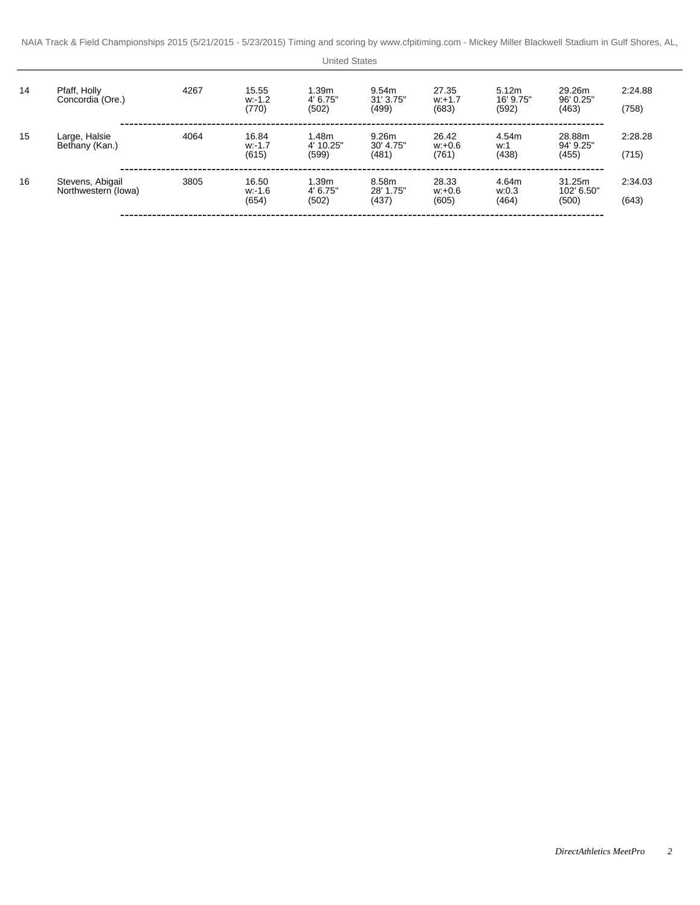| | | | | | | | | | |
|---|---|---|---|---|---|---|---|---|---|
| 14 | Pfaff, Holly<br>Concordia (Ore.) | 4267 | 15.55<br>w:-1.2<br>(770) | 1.39m<br>4' 6.75"<br>(502) | 9.54m<br>31' 3.75"<br>(499) | 27.35<br>w:+1.7<br>(683) | 5.12m<br>16' 9.75"<br>(592) | 29.26m<br>96' 0.25"<br>(463) | 2:24.88<br>(758) |
| 15 | Large, Halsie<br>Bethany (Kan.) | 4064 | 16.84<br>w:-1.7<br>(615) | 1.48m<br>4' 10.25"<br>(599) | 9.26m<br>30' 4.75"<br>(481) | 26.42<br>w:+0.6<br>(761) | 4.54m<br>w:1<br>(438) | 28.88m<br>94' 9.25"<br>(455) | 2:28.28<br>(715) |
| 16 | Stevens, Abigail<br>Northwestern (Iowa) | 3805 | 16.50<br>w:-1.6<br>(654) | 1.39m<br>4' 6.75"<br>(502) | 8.58m<br>28' 1.75"<br>(437) | 28.33<br>w:+0.6<br>(605) | 4.64m<br>w:0.3<br>(464) | 31.25m<br>102' 6.50"<br>(500) | 2:34.03<br>(643) |